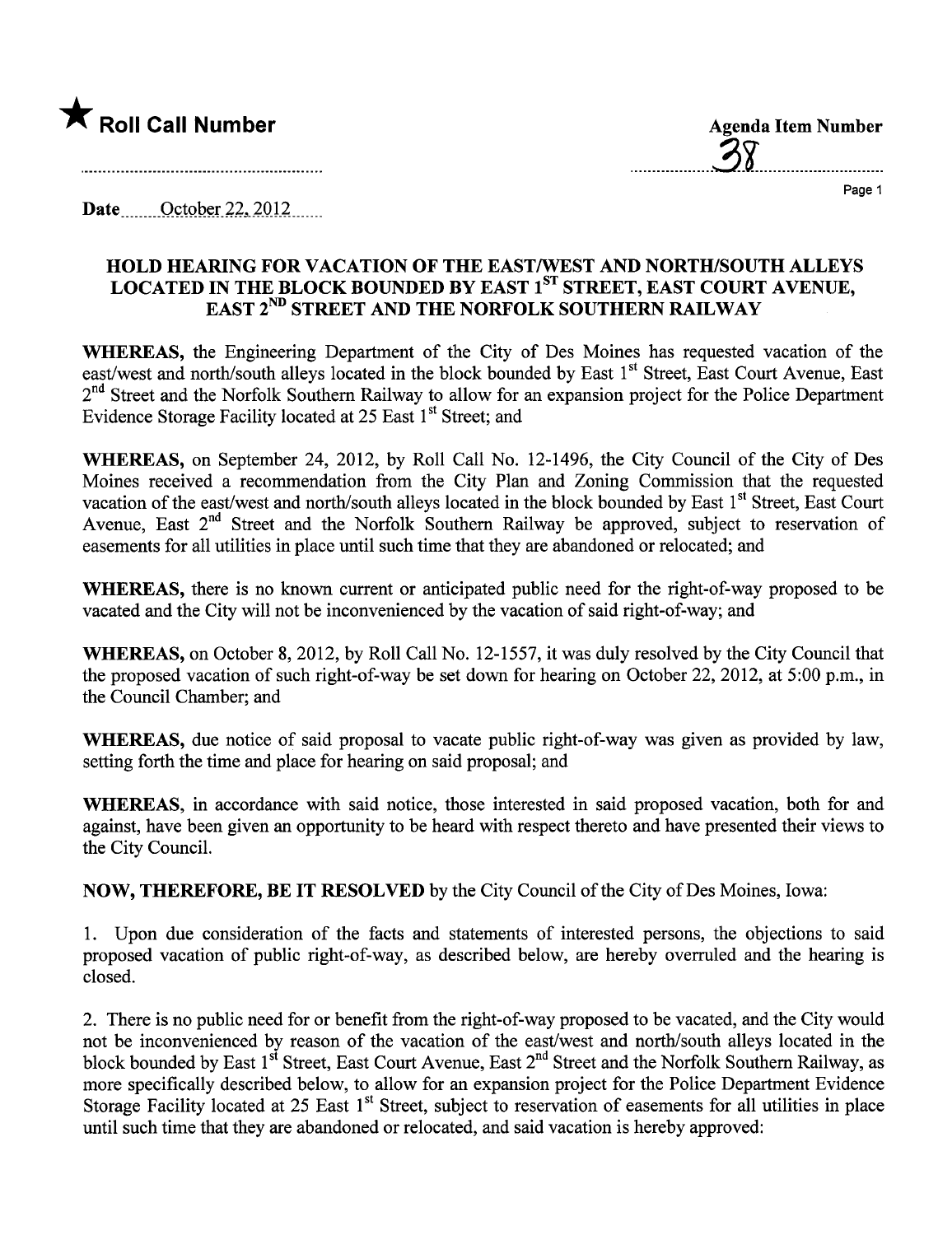★ **Roll Call Number**

**Agenda Item Number** 38

**Date** October 22, 2012

## HOLD HEARING FOR VACATION OF THE EAST/WEST AND NORTH/SOUTH ALLEYS LOCATED IN THE BLOCK BOUNDED BY EAST 1ST STREET, EAST COURT AVENUE, EAST 2ND STREET AND THE NORFOLK SOUTHERN RAILWAY

**WHEREAS,** the Engineering Department of the City of Des Moines has requested vacation of the east/west and north/south alleys located in the block bounded by East 1st Street, East Court Avenue, East 2nd Street and the Norfolk Southern Railway to allow for an expansion project for the Police Department Evidence Storage Facility located at 25 East 1st Street; and

**WHEREAS,** on September 24, 2012, by Roll Call No. 12-1496, the City Council of the City of Des Moines received a recommendation from the City Plan and Zoning Commission that the requested vacation of the east/west and north/south alleys located in the block bounded by East 1st Street, East Court Avenue, East 2nd Street and the Norfolk Southern Railway be approved, subject to reservation of easements for all utilities in place until such time that they are abandoned or relocated; and

**WHEREAS,** there is no known current or anticipated public need for the right-of-way proposed to be vacated and the City will not be inconvenienced by the vacation of said right-of-way; and

**WHEREAS,** on October 8, 2012, by Roll Call No. 12-1557, it was duly resolved by the City Council that the proposed vacation of such right-of-way be set down for hearing on October 22, 2012, at 5:00 p.m., in the Council Chamber; and

**WHEREAS,** due notice of said proposal to vacate public right-of-way was given as provided by law, setting forth the time and place for hearing on said proposal; and

**WHEREAS,** in accordance with said notice, those interested in said proposed vacation, both for and against, have been given an opportunity to be heard with respect thereto and have presented their views to the City Council.

**NOW, THEREFORE, BE IT RESOLVED** by the City Council of the City of Des Moines, Iowa:

1. Upon due consideration of the facts and statements of interested persons, the objections to said proposed vacation of public right-of-way, as described below, are hereby overruled and the hearing is closed.

2. There is no public need for or benefit from the right-of-way proposed to be vacated, and the City would not be inconvenienced by reason of the vacation of the east/west and north/south alleys located in the block bounded by East 1st Street, East Court Avenue, East 2nd Street and the Norfolk Southern Railway, as more specifically described below, to allow for an expansion project for the Police Department Evidence Storage Facility located at 25 East 1st Street, subject to reservation of easements for all utilities in place until such time that they are abandoned or relocated, and said vacation is hereby approved: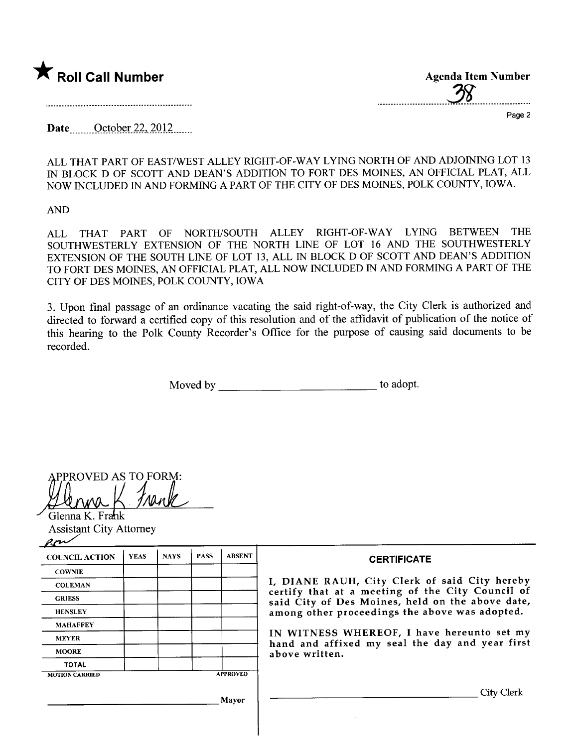★ **Roll Call Number**

**Agenda Item Number**

38

Date October 22, 2012

ALL THAT PART OF EAST/WEST ALLEY RIGHT-OF-WAY LYING NORTH OF AND ADJOINING LOT 13 IN BLOCK D OF SCOTT AND DEAN'S ADDITION TO FORT DES MOINES, AN OFFICIAL PLAT, ALL NOW INCLUDED IN AND FORMING A PART OF THE CITY OF DES MOINES, POLK COUNTY, IOWA.

AND

ALL THAT PART OF NORTH/SOUTH ALLEY RIGHT-OF-WAY LYING BETWEEN THE SOUTHWESTERLY EXTENSION OF THE NORTH LINE OF LOT 16 AND THE SOUTHWESTERLY EXTENSION OF THE SOUTH LINE OF LOT 13, ALL IN BLOCK D OF SCOTT AND DEAN'S ADDITION TO FORT DES MOINES, AN OFFICIAL PLAT, ALL NOW INCLUDED IN AND FORMING A PART OF THE CITY OF DES MOINES, POLK COUNTY, IOWA

3. Upon final passage of an ordinance vacating the said right-of-way, the City Clerk is authorized and directed to forward a certified copy of this resolution and of the affidavit of publication of the notice of this hearing to the Polk County Recorder's Office for the purpose of causing said documents to be recorded.

Moved by ______________________ to adopt.

APPROVED AS TO FORM:

Glenna K. Frank
Glenna K. Frank
Assistant City Attorney

| COUNCIL ACTION | YEAS | NAYS | PASS | ABSENT |
|---|---|---|---|---|
| COWNIE | | | | |
| COLEMAN | | | | |
| GRIESS | | | | |
| HENSLEY | | | | |
| MAHAFFEY | | | | |
| MEYER | | | | |
| MOORE | | | | |
| TOTAL | | | | |

MOTION CARRIED APPROVED

______________________ Mayor

**CERTIFICATE**

I, DIANE RAUH, City Clerk of said City hereby certify that at a meeting of the City Council of said City of Des Moines, held on the above date, among other proceedings the above was adopted.

IN WITNESS WHEREOF, I have hereunto set my hand and affixed my seal the day and year first above written.

______________________ City Clerk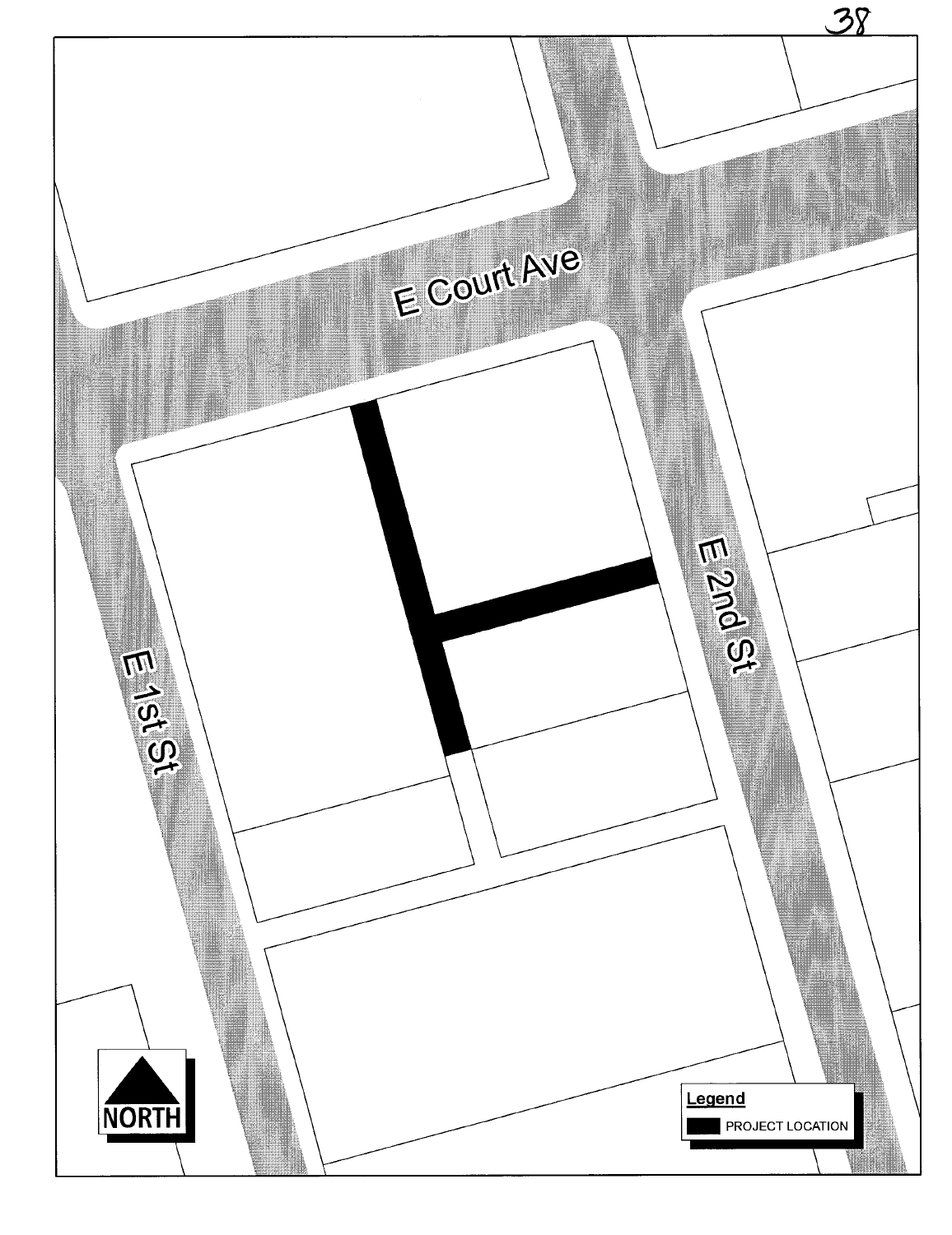E Court Ave

E 1st St

E 2nd St

NORTH

**Legend**

PROJECT LOCATION